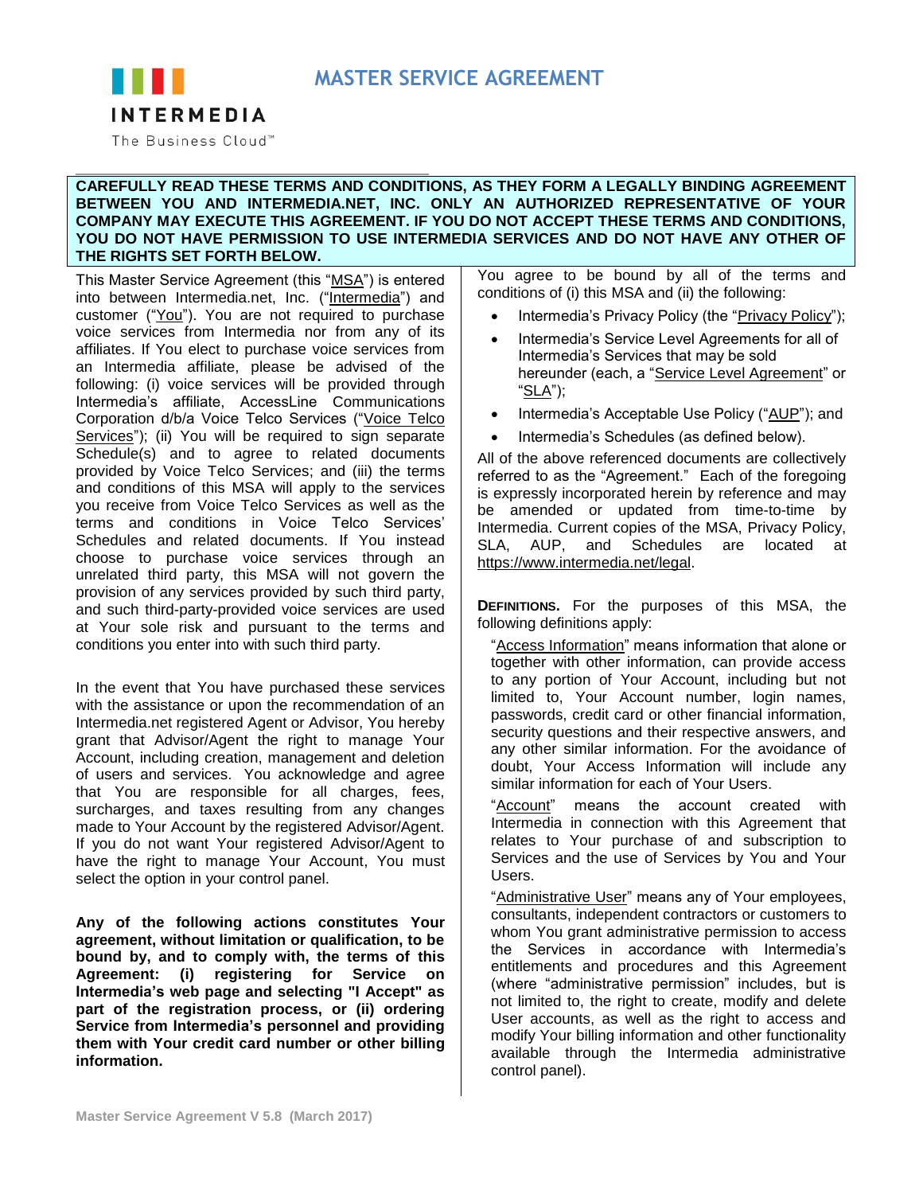# MASTER SERVICE AGREEMENT

INTERMEDIA

The Business Cloud™

**CAREFULLY READ THESE TERMS AND CONDITIONS, AS THEY FORM A LEGALLY BINDING AGREEMENT BETWEEN YOU AND INTERMEDIA.NET, INC. ONLY AN AUTHORIZED REPRESENTATIVE OF YOUR COMPANY MAY EXECUTE THIS AGREEMENT. IF YOU DO NOT ACCEPT THESE TERMS AND CONDITIONS, YOU DO NOT HAVE PERMISSION TO USE INTERMEDIA SERVICES AND DO NOT HAVE ANY OTHER OF THE RIGHTS SET FORTH BELOW.**

This Master Service Agreement (this "MSA") is entered into between Intermedia.net, Inc. ("Intermedia") and customer ("You"). You are not required to purchase voice services from Intermedia nor from any of its affiliates. If You elect to purchase voice services from an Intermedia affiliate, please be advised of the following: (i) voice services will be provided through Intermedia's affiliate, AccessLine Communications Corporation d/b/a Voice Telco Services ("Voice Telco Services"); (ii) You will be required to sign separate Schedule(s) and to agree to related documents provided by Voice Telco Services; and (iii) the terms and conditions of this MSA will apply to the services you receive from Voice Telco Services as well as the terms and conditions in Voice Telco Services' Schedules and related documents. If You instead choose to purchase voice services through an unrelated third party, this MSA will not govern the provision of any services provided by such third party, and such third-party-provided voice services are used at Your sole risk and pursuant to the terms and conditions you enter into with such third party.

In the event that You have purchased these services with the assistance or upon the recommendation of an Intermedia.net registered Agent or Advisor, You hereby grant that Advisor/Agent the right to manage Your Account, including creation, management and deletion of users and services. You acknowledge and agree that You are responsible for all charges, fees, surcharges, and taxes resulting from any changes made to Your Account by the registered Advisor/Agent. If you do not want Your registered Advisor/Agent to have the right to manage Your Account, You must select the option in your control panel.

**Any of the following actions constitutes Your agreement, without limitation or qualification, to be bound by, and to comply with, the terms of this Agreement: (i) registering for Service on Intermedia's web page and selecting "I Accept" as part of the registration process, or (ii) ordering Service from Intermedia's personnel and providing them with Your credit card number or other billing information.**

You agree to be bound by all of the terms and conditions of (i) this MSA and (ii) the following:

- Intermedia's Privacy Policy (the "Privacy Policy");
- Intermedia's Service Level Agreements for all of Intermedia's Services that may be sold hereunder (each, a "Service Level Agreement" or "SLA");
- Intermedia's Acceptable Use Policy ("AUP"); and
- Intermedia's Schedules (as defined below).

All of the above referenced documents are collectively referred to as the "Agreement." Each of the foregoing is expressly incorporated herein by reference and may be amended or updated from time-to-time by Intermedia. Current copies of the MSA, Privacy Policy, SLA, AUP, and Schedules are located at https://www.intermedia.net/legal.

**DEFINITIONS.** For the purposes of this MSA, the following definitions apply:

"Access Information" means information that alone or together with other information, can provide access to any portion of Your Account, including but not limited to, Your Account number, login names, passwords, credit card or other financial information, security questions and their respective answers, and any other similar information. For the avoidance of doubt, Your Access Information will include any similar information for each of Your Users.

"Account" means the account created with Intermedia in connection with this Agreement that relates to Your purchase of and subscription to Services and the use of Services by You and Your Users.

"Administrative User" means any of Your employees, consultants, independent contractors or customers to whom You grant administrative permission to access the Services in accordance with Intermedia's entitlements and procedures and this Agreement (where "administrative permission" includes, but is not limited to, the right to create, modify and delete User accounts, as well as the right to access and modify Your billing information and other functionality available through the Intermedia administrative control panel).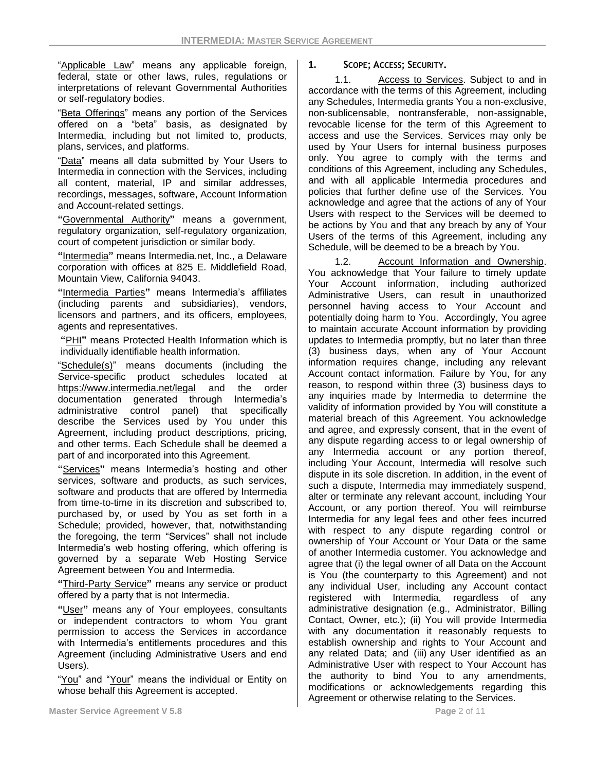"Applicable Law" means any applicable foreign, federal, state or other laws, rules, regulations or interpretations of relevant Governmental Authorities or self-regulatory bodies.

"Beta Offerings" means any portion of the Services offered on a "beta" basis, as designated by Intermedia, including but not limited to, products, plans, services, and platforms.

"Data" means all data submitted by Your Users to Intermedia in connection with the Services, including all content, material, IP and similar addresses, recordings, messages, software, Account Information and Account-related settings.

**"**Governmental Authority**"** means a government, regulatory organization, self-regulatory organization, court of competent jurisdiction or similar body.

**"**Intermedia**"** means Intermedia.net, Inc., a Delaware corporation with offices at 825 E. Middlefield Road, Mountain View, California 94043.

**"**Intermedia Parties**"** means Intermedia's affiliates (including parents and subsidiaries), vendors, licensors and partners, and its officers, employees, agents and representatives.

**"**PHI**"** means Protected Health Information which is individually identifiable health information.

"Schedule(s)" means documents (including the Service-specific product schedules located at https://www.intermedia.net/legal and the order documentation generated through Intermedia's administrative control panel) that specifically describe the Services used by You under this Agreement, including product descriptions, pricing, and other terms. Each Schedule shall be deemed a part of and incorporated into this Agreement.

**"**Services**"** means Intermedia's hosting and other services, software and products, as such services, software and products that are offered by Intermedia from time-to-time in its discretion and subscribed to, purchased by, or used by You as set forth in a Schedule; provided, however, that, notwithstanding the foregoing, the term "Services" shall not include Intermedia's web hosting offering, which offering is governed by a separate Web Hosting Service Agreement between You and Intermedia.

**"**Third-Party Service**"** means any service or product offered by a party that is not Intermedia.

**"**User**"** means any of Your employees, consultants or independent contractors to whom You grant permission to access the Services in accordance with Intermedia's entitlements procedures and this Agreement (including Administrative Users and end Users).

"You" and "Your" means the individual or Entity on whose behalf this Agreement is accepted.

## 1. SCOPE; ACCESS; SECURITY.

1.1. Access to Services. Subject to and in accordance with the terms of this Agreement, including any Schedules, Intermedia grants You a non-exclusive, non-sublicensable, nontransferable, non-assignable, revocable license for the term of this Agreement to access and use the Services. Services may only be used by Your Users for internal business purposes only. You agree to comply with the terms and conditions of this Agreement, including any Schedules, and with all applicable Intermedia procedures and policies that further define use of the Services. You acknowledge and agree that the actions of any of Your Users with respect to the Services will be deemed to be actions by You and that any breach by any of Your Users of the terms of this Agreement, including any Schedule, will be deemed to be a breach by You.

1.2. Account Information and Ownership. You acknowledge that Your failure to timely update Your Account information, including authorized Administrative Users, can result in unauthorized personnel having access to Your Account and potentially doing harm to You. Accordingly, You agree to maintain accurate Account information by providing updates to Intermedia promptly, but no later than three (3) business days, when any of Your Account information requires change, including any relevant Account contact information. Failure by You, for any reason, to respond within three (3) business days to any inquiries made by Intermedia to determine the validity of information provided by You will constitute a material breach of this Agreement. You acknowledge and agree, and expressly consent, that in the event of any dispute regarding access to or legal ownership of any Intermedia account or any portion thereof, including Your Account, Intermedia will resolve such dispute in its sole discretion. In addition, in the event of such a dispute, Intermedia may immediately suspend, alter or terminate any relevant account, including Your Account, or any portion thereof. You will reimburse Intermedia for any legal fees and other fees incurred with respect to any dispute regarding control or ownership of Your Account or Your Data or the same of another Intermedia customer. You acknowledge and agree that (i) the legal owner of all Data on the Account is You (the counterparty to this Agreement) and not any individual User, including any Account contact registered with Intermedia, regardless of any administrative designation (e.g., Administrator, Billing Contact, Owner, etc.); (ii) You will provide Intermedia with any documentation it reasonably requests to establish ownership and rights to Your Account and any related Data; and (iii) any User identified as an Administrative User with respect to Your Account has the authority to bind You to any amendments, modifications or acknowledgements regarding this Agreement or otherwise relating to the Services.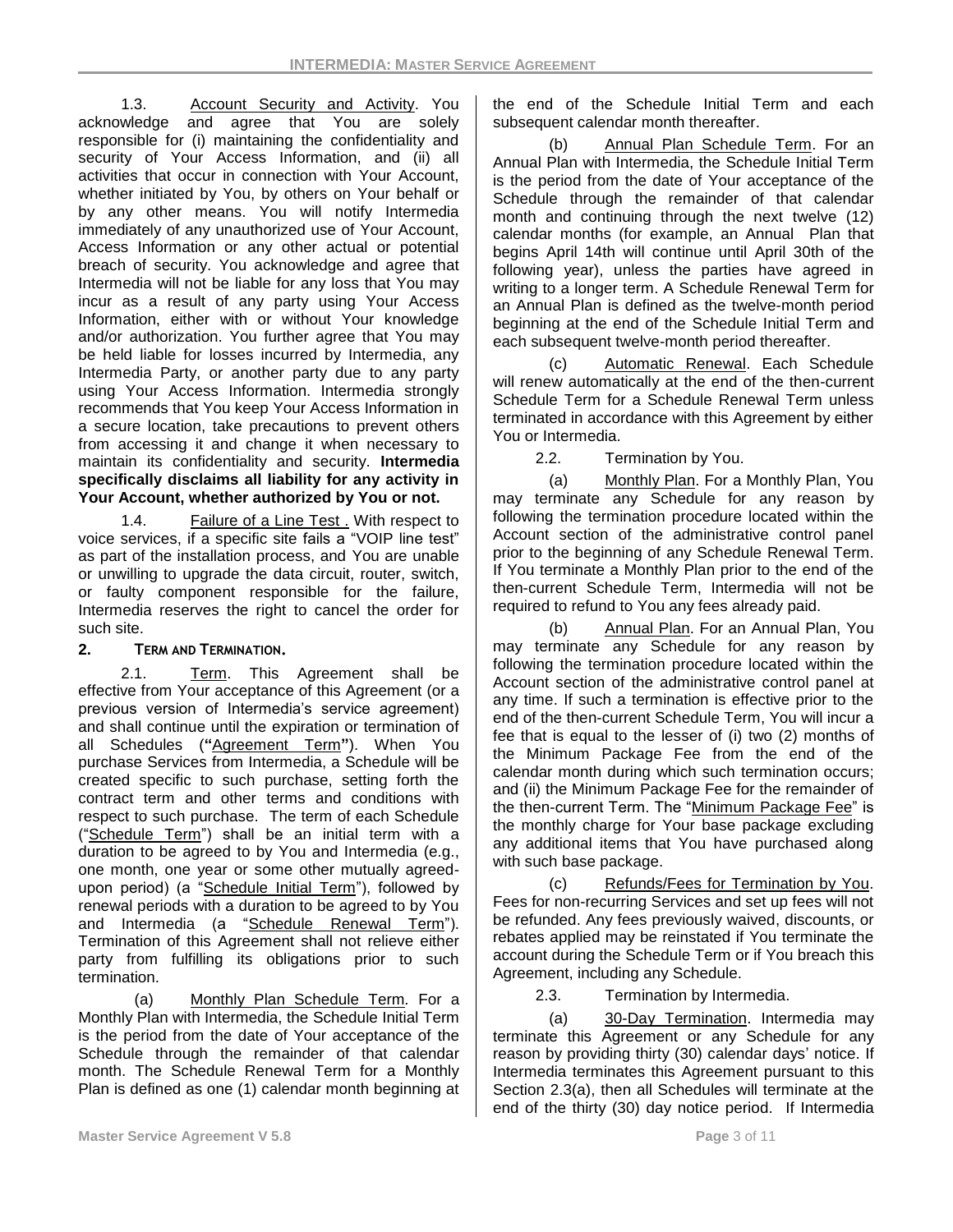1.3. Account Security and Activity. You acknowledge and agree that You are solely responsible for (i) maintaining the confidentiality and security of Your Access Information, and (ii) all activities that occur in connection with Your Account, whether initiated by You, by others on Your behalf or by any other means. You will notify Intermedia immediately of any unauthorized use of Your Account, Access Information or any other actual or potential breach of security. You acknowledge and agree that Intermedia will not be liable for any loss that You may incur as a result of any party using Your Access Information, either with or without Your knowledge and/or authorization. You further agree that You may be held liable for losses incurred by Intermedia, any Intermedia Party, or another party due to any party using Your Access Information. Intermedia strongly recommends that You keep Your Access Information in a secure location, take precautions to prevent others from accessing it and change it when necessary to maintain its confidentiality and security. **Intermedia specifically disclaims all liability for any activity in Your Account, whether authorized by You or not.**

1.4. Failure of a Line Test . With respect to voice services, if a specific site fails a "VOIP line test" as part of the installation process, and You are unable or unwilling to upgrade the data circuit, router, switch, or faulty component responsible for the failure, Intermedia reserves the right to cancel the order for such site.

## 2. Term and Termination.

2.1. Term. This Agreement shall be effective from Your acceptance of this Agreement (or a previous version of Intermedia's service agreement) and shall continue until the expiration or termination of all Schedules (**"**Agreement Term**"**). When You purchase Services from Intermedia, a Schedule will be created specific to such purchase, setting forth the contract term and other terms and conditions with respect to such purchase. The term of each Schedule ("Schedule Term") shall be an initial term with a duration to be agreed to by You and Intermedia (e.g., one month, one year or some other mutually agreed-upon period) (a "Schedule Initial Term"), followed by renewal periods with a duration to be agreed to by You and Intermedia (a "Schedule Renewal Term"). Termination of this Agreement shall not relieve either party from fulfilling its obligations prior to such termination.

(a) Monthly Plan Schedule Term. For a Monthly Plan with Intermedia, the Schedule Initial Term is the period from the date of Your acceptance of the Schedule through the remainder of that calendar month. The Schedule Renewal Term for a Monthly Plan is defined as one (1) calendar month beginning at the end of the Schedule Initial Term and each subsequent calendar month thereafter.

(b) Annual Plan Schedule Term. For an Annual Plan with Intermedia, the Schedule Initial Term is the period from the date of Your acceptance of the Schedule through the remainder of that calendar month and continuing through the next twelve (12) calendar months (for example, an Annual Plan that begins April 14th will continue until April 30th of the following year), unless the parties have agreed in writing to a longer term. A Schedule Renewal Term for an Annual Plan is defined as the twelve-month period beginning at the end of the Schedule Initial Term and each subsequent twelve-month period thereafter.

(c) Automatic Renewal. Each Schedule will renew automatically at the end of the then-current Schedule Term for a Schedule Renewal Term unless terminated in accordance with this Agreement by either You or Intermedia.

2.2. Termination by You.

(a) Monthly Plan. For a Monthly Plan, You may terminate any Schedule for any reason by following the termination procedure located within the Account section of the administrative control panel prior to the beginning of any Schedule Renewal Term. If You terminate a Monthly Plan prior to the end of the then-current Schedule Term, Intermedia will not be required to refund to You any fees already paid.

(b) Annual Plan. For an Annual Plan, You may terminate any Schedule for any reason by following the termination procedure located within the Account section of the administrative control panel at any time. If such a termination is effective prior to the end of the then-current Schedule Term, You will incur a fee that is equal to the lesser of (i) two (2) months of the Minimum Package Fee from the end of the calendar month during which such termination occurs; and (ii) the Minimum Package Fee for the remainder of the then-current Term. The "Minimum Package Fee" is the monthly charge for Your base package excluding any additional items that You have purchased along with such base package.

(c) Refunds/Fees for Termination by You. Fees for non-recurring Services and set up fees will not be refunded. Any fees previously waived, discounts, or rebates applied may be reinstated if You terminate the account during the Schedule Term or if You breach this Agreement, including any Schedule.

2.3. Termination by Intermedia.

(a) 30-Day Termination. Intermedia may terminate this Agreement or any Schedule for any reason by providing thirty (30) calendar days' notice. If Intermedia terminates this Agreement pursuant to this Section 2.3(a), then all Schedules will terminate at the end of the thirty (30) day notice period. If Intermedia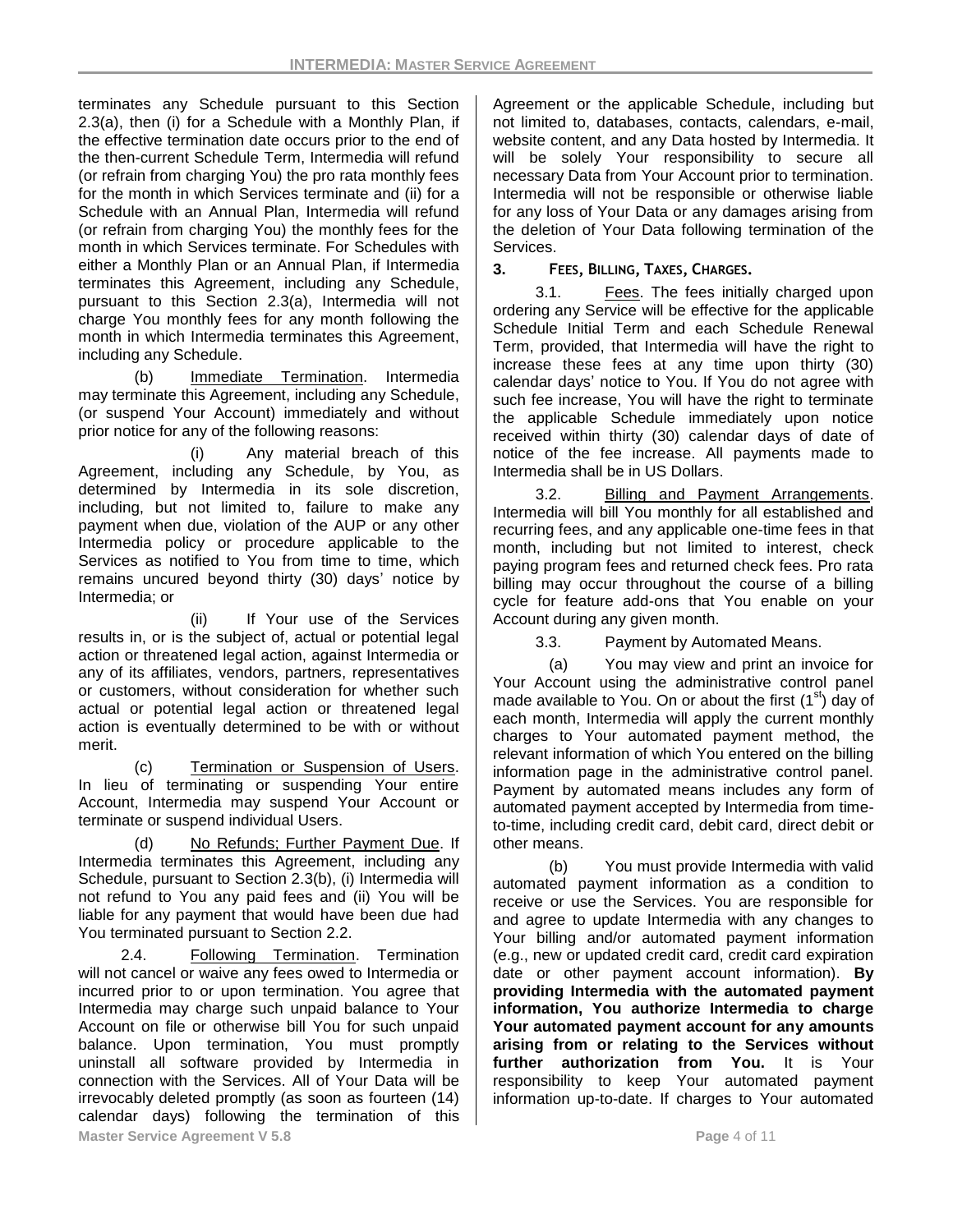terminates any Schedule pursuant to this Section 2.3(a), then (i) for a Schedule with a Monthly Plan, if the effective termination date occurs prior to the end of the then-current Schedule Term, Intermedia will refund (or refrain from charging You) the pro rata monthly fees for the month in which Services terminate and (ii) for a Schedule with an Annual Plan, Intermedia will refund (or refrain from charging You) the monthly fees for the month in which Services terminate. For Schedules with either a Monthly Plan or an Annual Plan, if Intermedia terminates this Agreement, including any Schedule, pursuant to this Section 2.3(a), Intermedia will not charge You monthly fees for any month following the month in which Intermedia terminates this Agreement, including any Schedule.

(b) Immediate Termination. Intermedia may terminate this Agreement, including any Schedule, (or suspend Your Account) immediately and without prior notice for any of the following reasons:

(i) Any material breach of this Agreement, including any Schedule, by You, as determined by Intermedia in its sole discretion, including, but not limited to, failure to make any payment when due, violation of the AUP or any other Intermedia policy or procedure applicable to the Services as notified to You from time to time, which remains uncured beyond thirty (30) days' notice by Intermedia; or

(ii) If Your use of the Services results in, or is the subject of, actual or potential legal action or threatened legal action, against Intermedia or any of its affiliates, vendors, partners, representatives or customers, without consideration for whether such actual or potential legal action or threatened legal action is eventually determined to be with or without merit.

(c) Termination or Suspension of Users. In lieu of terminating or suspending Your entire Account, Intermedia may suspend Your Account or terminate or suspend individual Users.

(d) No Refunds; Further Payment Due. If Intermedia terminates this Agreement, including any Schedule, pursuant to Section 2.3(b), (i) Intermedia will not refund to You any paid fees and (ii) You will be liable for any payment that would have been due had You terminated pursuant to Section 2.2.

2.4. Following Termination. Termination will not cancel or waive any fees owed to Intermedia or incurred prior to or upon termination. You agree that Intermedia may charge such unpaid balance to Your Account on file or otherwise bill You for such unpaid balance. Upon termination, You must promptly uninstall all software provided by Intermedia in connection with the Services. All of Your Data will be irrevocably deleted promptly (as soon as fourteen (14) calendar days) following the termination of this Agreement or the applicable Schedule, including but not limited to, databases, contacts, calendars, e-mail, website content, and any Data hosted by Intermedia. It will be solely Your responsibility to secure all necessary Data from Your Account prior to termination. Intermedia will not be responsible or otherwise liable for any loss of Your Data or any damages arising from the deletion of Your Data following termination of the Services.

## 3. FEES, BILLING, TAXES, CHARGES.

3.1. Fees. The fees initially charged upon ordering any Service will be effective for the applicable Schedule Initial Term and each Schedule Renewal Term, provided, that Intermedia will have the right to increase these fees at any time upon thirty (30) calendar days' notice to You. If You do not agree with such fee increase, You will have the right to terminate the applicable Schedule immediately upon notice received within thirty (30) calendar days of date of notice of the fee increase. All payments made to Intermedia shall be in US Dollars.

3.2. Billing and Payment Arrangements. Intermedia will bill You monthly for all established and recurring fees, and any applicable one-time fees in that month, including but not limited to, interest, check paying program fees and returned check fees. Pro rata billing may occur throughout the course of a billing cycle for feature add-ons that You enable on your Account during any given month.

3.3. Payment by Automated Means.

(a) You may view and print an invoice for Your Account using the administrative control panel made available to You. On or about the first (1st) day of each month, Intermedia will apply the current monthly charges to Your automated payment method, the relevant information of which You entered on the billing information page in the administrative control panel. Payment by automated means includes any form of automated payment accepted by Intermedia from time-to-time, including credit card, debit card, direct debit or other means.

(b) You must provide Intermedia with valid automated payment information as a condition to receive or use the Services. You are responsible for and agree to update Intermedia with any changes to Your billing and/or automated payment information (e.g., new or updated credit card, credit card expiration date or other payment account information). **By providing Intermedia with the automated payment information, You authorize Intermedia to charge Your automated payment account for any amounts arising from or relating to the Services without further authorization from You.** It is Your responsibility to keep Your automated payment information up-to-date. If charges to Your automated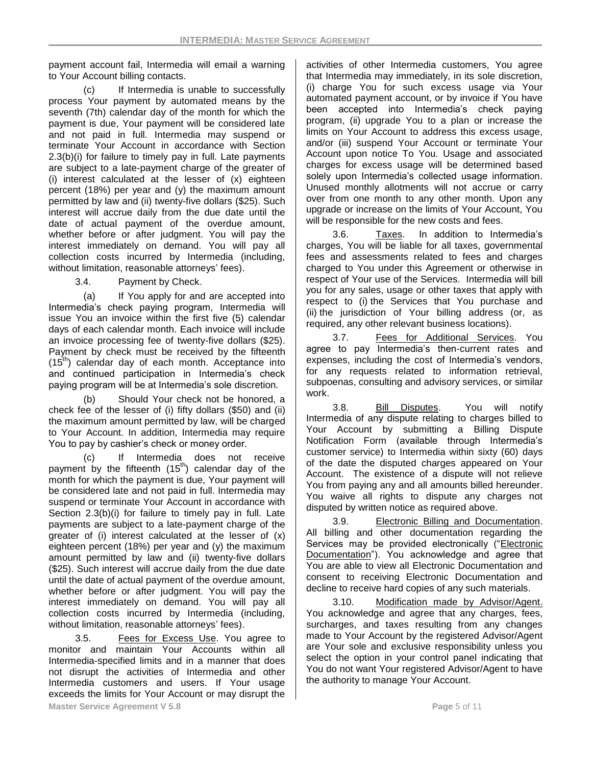payment account fail, Intermedia will email a warning to Your Account billing contacts.

(c) If Intermedia is unable to successfully process Your payment by automated means by the seventh (7th) calendar day of the month for which the payment is due, Your payment will be considered late and not paid in full. Intermedia may suspend or terminate Your Account in accordance with Section 2.3(b)(i) for failure to timely pay in full. Late payments are subject to a late-payment charge of the greater of (i) interest calculated at the lesser of (x) eighteen percent (18%) per year and (y) the maximum amount permitted by law and (ii) twenty-five dollars ($25). Such interest will accrue daily from the due date until the date of actual payment of the overdue amount, whether before or after judgment. You will pay the interest immediately on demand. You will pay all collection costs incurred by Intermedia (including, without limitation, reasonable attorneys' fees).

3.4. Payment by Check.

(a) If You apply for and are accepted into Intermedia's check paying program, Intermedia will issue You an invoice within the first five (5) calendar days of each calendar month. Each invoice will include an invoice processing fee of twenty-five dollars ($25). Payment by check must be received by the fifteenth (15th) calendar day of each month. Acceptance into and continued participation in Intermedia's check paying program will be at Intermedia's sole discretion.

(b) Should Your check not be honored, a check fee of the lesser of (i) fifty dollars ($50) and (ii) the maximum amount permitted by law, will be charged to Your Account. In addition, Intermedia may require You to pay by cashier's check or money order.

(c) If Intermedia does not receive payment by the fifteenth (15th) calendar day of the month for which the payment is due, Your payment will be considered late and not paid in full. Intermedia may suspend or terminate Your Account in accordance with Section 2.3(b)(i) for failure to timely pay in full. Late payments are subject to a late-payment charge of the greater of (i) interest calculated at the lesser of (x) eighteen percent (18%) per year and (y) the maximum amount permitted by law and (ii) twenty-five dollars ($25). Such interest will accrue daily from the due date until the date of actual payment of the overdue amount, whether before or after judgment. You will pay the interest immediately on demand. You will pay all collection costs incurred by Intermedia (including, without limitation, reasonable attorneys' fees).

3.5. Fees for Excess Use. You agree to monitor and maintain Your Accounts within all Intermedia-specified limits and in a manner that does not disrupt the activities of Intermedia and other Intermedia customers and users. If Your usage exceeds the limits for Your Account or may disrupt the activities of other Intermedia customers, You agree that Intermedia may immediately, in its sole discretion, (i) charge You for such excess usage via Your automated payment account, or by invoice if You have been accepted into Intermedia's check paying program, (ii) upgrade You to a plan or increase the limits on Your Account to address this excess usage, and/or (iii) suspend Your Account or terminate Your Account upon notice To You. Usage and associated charges for excess usage will be determined based solely upon Intermedia's collected usage information. Unused monthly allotments will not accrue or carry over from one month to any other month. Upon any upgrade or increase on the limits of Your Account, You will be responsible for the new costs and fees.

3.6. Taxes. In addition to Intermedia's charges, You will be liable for all taxes, governmental fees and assessments related to fees and charges charged to You under this Agreement or otherwise in respect of Your use of the Services. Intermedia will bill you for any sales, usage or other taxes that apply with respect to (i) the Services that You purchase and (ii) the jurisdiction of Your billing address (or, as required, any other relevant business locations).

3.7. Fees for Additional Services. You agree to pay Intermedia's then-current rates and expenses, including the cost of Intermedia's vendors, for any requests related to information retrieval, subpoenas, consulting and advisory services, or similar work.

3.8. Bill Disputes. You will notify Intermedia of any dispute relating to charges billed to Your Account by submitting a Billing Dispute Notification Form (available through Intermedia's customer service) to Intermedia within sixty (60) days of the date the disputed charges appeared on Your Account. The existence of a dispute will not relieve You from paying any and all amounts billed hereunder. You waive all rights to dispute any charges not disputed by written notice as required above.

3.9. Electronic Billing and Documentation. All billing and other documentation regarding the Services may be provided electronically ("Electronic Documentation"). You acknowledge and agree that You are able to view all Electronic Documentation and consent to receiving Electronic Documentation and decline to receive hard copies of any such materials.

3.10. Modification made by Advisor/Agent. You acknowledge and agree that any charges, fees, surcharges, and taxes resulting from any changes made to Your Account by the registered Advisor/Agent are Your sole and exclusive responsibility unless you select the option in your control panel indicating that You do not want Your registered Advisor/Agent to have the authority to manage Your Account.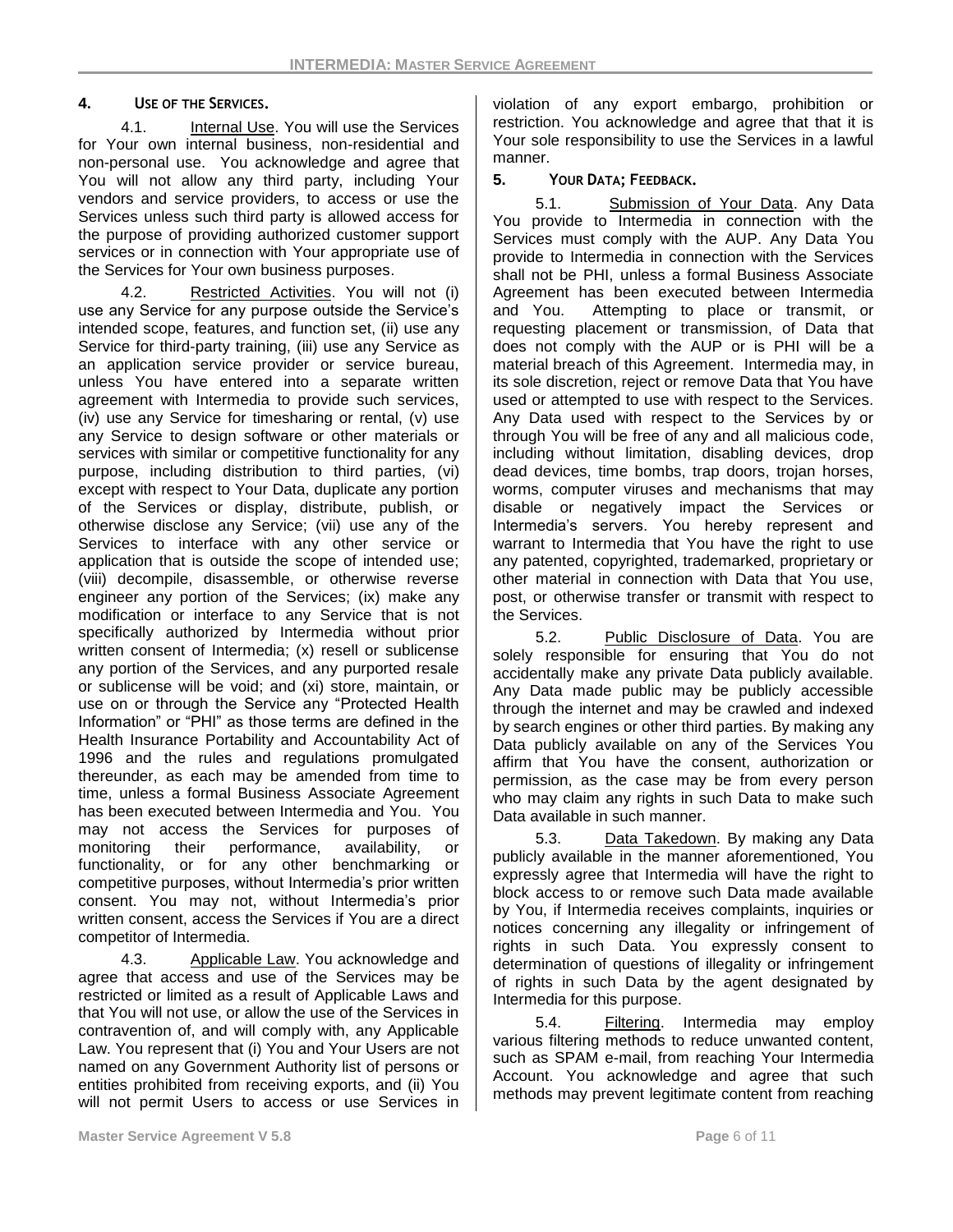## 4. USE OF THE SERVICES.

4.1. Internal Use. You will use the Services for Your own internal business, non-residential and non-personal use. You acknowledge and agree that You will not allow any third party, including Your vendors and service providers, to access or use the Services unless such third party is allowed access for the purpose of providing authorized customer support services or in connection with Your appropriate use of the Services for Your own business purposes.

4.2. Restricted Activities. You will not (i) use any Service for any purpose outside the Service's intended scope, features, and function set, (ii) use any Service for third-party training, (iii) use any Service as an application service provider or service bureau, unless You have entered into a separate written agreement with Intermedia to provide such services, (iv) use any Service for timesharing or rental, (v) use any Service to design software or other materials or services with similar or competitive functionality for any purpose, including distribution to third parties, (vi) except with respect to Your Data, duplicate any portion of the Services or display, distribute, publish, or otherwise disclose any Service; (vii) use any of the Services to interface with any other service or application that is outside the scope of intended use; (viii) decompile, disassemble, or otherwise reverse engineer any portion of the Services; (ix) make any modification or interface to any Service that is not specifically authorized by Intermedia without prior written consent of Intermedia; (x) resell or sublicense any portion of the Services, and any purported resale or sublicense will be void; and (xi) store, maintain, or use on or through the Service any "Protected Health Information" or "PHI" as those terms are defined in the Health Insurance Portability and Accountability Act of 1996 and the rules and regulations promulgated thereunder, as each may be amended from time to time, unless a formal Business Associate Agreement has been executed between Intermedia and You. You may not access the Services for purposes of monitoring their performance, availability, or functionality, or for any other benchmarking or competitive purposes, without Intermedia's prior written consent. You may not, without Intermedia's prior written consent, access the Services if You are a direct competitor of Intermedia.

4.3. Applicable Law. You acknowledge and agree that access and use of the Services may be restricted or limited as a result of Applicable Laws and that You will not use, or allow the use of the Services in contravention of, and will comply with, any Applicable Law. You represent that (i) You and Your Users are not named on any Government Authority list of persons or entities prohibited from receiving exports, and (ii) You will not permit Users to access or use Services in violation of any export embargo, prohibition or restriction. You acknowledge and agree that it is Your sole responsibility to use the Services in a lawful manner.

## 5. YOUR DATA; FEEDBACK.

5.1. Submission of Your Data. Any Data You provide to Intermedia in connection with the Services must comply with the AUP. Any Data You provide to Intermedia in connection with the Services shall not be PHI, unless a formal Business Associate Agreement has been executed between Intermedia and You. Attempting to place or transmit, or requesting placement or transmission, of Data that does not comply with the AUP or is PHI will be a material breach of this Agreement. Intermedia may, in its sole discretion, reject or remove Data that You have used or attempted to use with respect to the Services. Any Data used with respect to the Services by or through You will be free of any and all malicious code, including without limitation, disabling devices, drop dead devices, time bombs, trap doors, trojan horses, worms, computer viruses and mechanisms that may disable or negatively impact the Services or Intermedia's servers. You hereby represent and warrant to Intermedia that You have the right to use any patented, copyrighted, trademarked, proprietary or other material in connection with Data that You use, post, or otherwise transfer or transmit with respect to the Services.

5.2. Public Disclosure of Data. You are solely responsible for ensuring that You do not accidentally make any private Data publicly available. Any Data made public may be publicly accessible through the internet and may be crawled and indexed by search engines or other third parties. By making any Data publicly available on any of the Services You affirm that You have the consent, authorization or permission, as the case may be from every person who may claim any rights in such Data to make such Data available in such manner.

5.3. Data Takedown. By making any Data publicly available in the manner aforementioned, You expressly agree that Intermedia will have the right to block access to or remove such Data made available by You, if Intermedia receives complaints, inquiries or notices concerning any illegality or infringement of rights in such Data. You expressly consent to determination of questions of illegality or infringement of rights in such Data by the agent designated by Intermedia for this purpose.

5.4. Filtering. Intermedia may employ various filtering methods to reduce unwanted content, such as SPAM e-mail, from reaching Your Intermedia Account. You acknowledge and agree that such methods may prevent legitimate content from reaching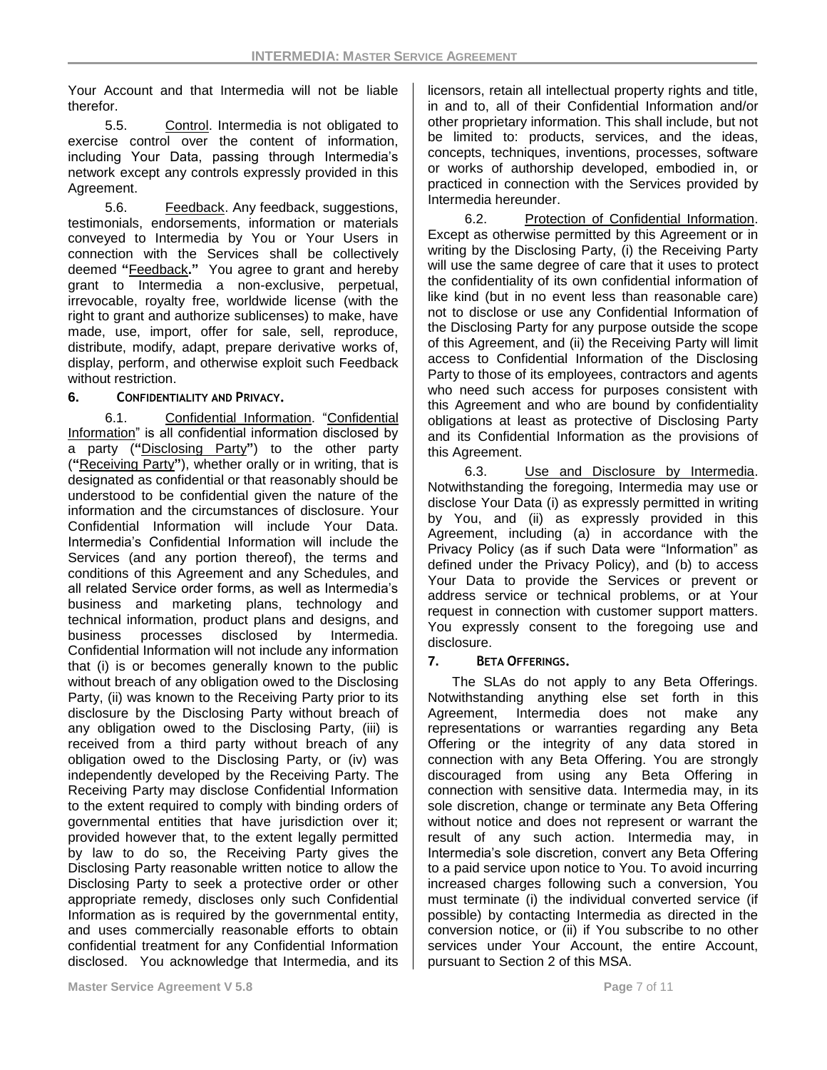Your Account and that Intermedia will not be liable therefor.

5.5. Control. Intermedia is not obligated to exercise control over the content of information, including Your Data, passing through Intermedia's network except any controls expressly provided in this Agreement.

5.6. Feedback. Any feedback, suggestions, testimonials, endorsements, information or materials conveyed to Intermedia by You or Your Users in connection with the Services shall be collectively deemed **"**Feedback**."** You agree to grant and hereby grant to Intermedia a non-exclusive, perpetual, irrevocable, royalty free, worldwide license (with the right to grant and authorize sublicenses) to make, have made, use, import, offer for sale, sell, reproduce, distribute, modify, adapt, prepare derivative works of, display, perform, and otherwise exploit such Feedback without restriction.

## 6. Confidentiality and Privacy.

6.1. Confidential Information. "Confidential Information" is all confidential information disclosed by a party (**"**Disclosing Party**"**) to the other party (**"**Receiving Party**"**), whether orally or in writing, that is designated as confidential or that reasonably should be understood to be confidential given the nature of the information and the circumstances of disclosure. Your Confidential Information will include Your Data. Intermedia's Confidential Information will include the Services (and any portion thereof), the terms and conditions of this Agreement and any Schedules, and all related Service order forms, as well as Intermedia's business and marketing plans, technology and technical information, product plans and designs, and business processes disclosed by Intermedia. Confidential Information will not include any information that (i) is or becomes generally known to the public without breach of any obligation owed to the Disclosing Party, (ii) was known to the Receiving Party prior to its disclosure by the Disclosing Party without breach of any obligation owed to the Disclosing Party, (iii) is received from a third party without breach of any obligation owed to the Disclosing Party, or (iv) was independently developed by the Receiving Party. The Receiving Party may disclose Confidential Information to the extent required to comply with binding orders of governmental entities that have jurisdiction over it; provided however that, to the extent legally permitted by law to do so, the Receiving Party gives the Disclosing Party reasonable written notice to allow the Disclosing Party to seek a protective order or other appropriate remedy, discloses only such Confidential Information as is required by the governmental entity, and uses commercially reasonable efforts to obtain confidential treatment for any Confidential Information disclosed. You acknowledge that Intermedia, and its licensors, retain all intellectual property rights and title, in and to, all of their Confidential Information and/or other proprietary information. This shall include, but not be limited to: products, services, and the ideas, concepts, techniques, inventions, processes, software or works of authorship developed, embodied in, or practiced in connection with the Services provided by Intermedia hereunder.

6.2. Protection of Confidential Information. Except as otherwise permitted by this Agreement or in writing by the Disclosing Party, (i) the Receiving Party will use the same degree of care that it uses to protect the confidentiality of its own confidential information of like kind (but in no event less than reasonable care) not to disclose or use any Confidential Information of the Disclosing Party for any purpose outside the scope of this Agreement, and (ii) the Receiving Party will limit access to Confidential Information of the Disclosing Party to those of its employees, contractors and agents who need such access for purposes consistent with this Agreement and who are bound by confidentiality obligations at least as protective of Disclosing Party and its Confidential Information as the provisions of this Agreement.

6.3. Use and Disclosure by Intermedia. Notwithstanding the foregoing, Intermedia may use or disclose Your Data (i) as expressly permitted in writing by You, and (ii) as expressly provided in this Agreement, including (a) in accordance with the Privacy Policy (as if such Data were "Information" as defined under the Privacy Policy), and (b) to access Your Data to provide the Services or prevent or address service or technical problems, or at Your request in connection with customer support matters. You expressly consent to the foregoing use and disclosure.

## 7. Beta Offerings.

The SLAs do not apply to any Beta Offerings. Notwithstanding anything else set forth in this Agreement, Intermedia does not make any representations or warranties regarding any Beta Offering or the integrity of any data stored in connection with any Beta Offering. You are strongly discouraged from using any Beta Offering in connection with sensitive data. Intermedia may, in its sole discretion, change or terminate any Beta Offering without notice and does not represent or warrant the result of any such action. Intermedia may, in Intermedia's sole discretion, convert any Beta Offering to a paid service upon notice to You. To avoid incurring increased charges following such a conversion, You must terminate (i) the individual converted service (if possible) by contacting Intermedia as directed in the conversion notice, or (ii) if You subscribe to no other services under Your Account, the entire Account, pursuant to Section 2 of this MSA.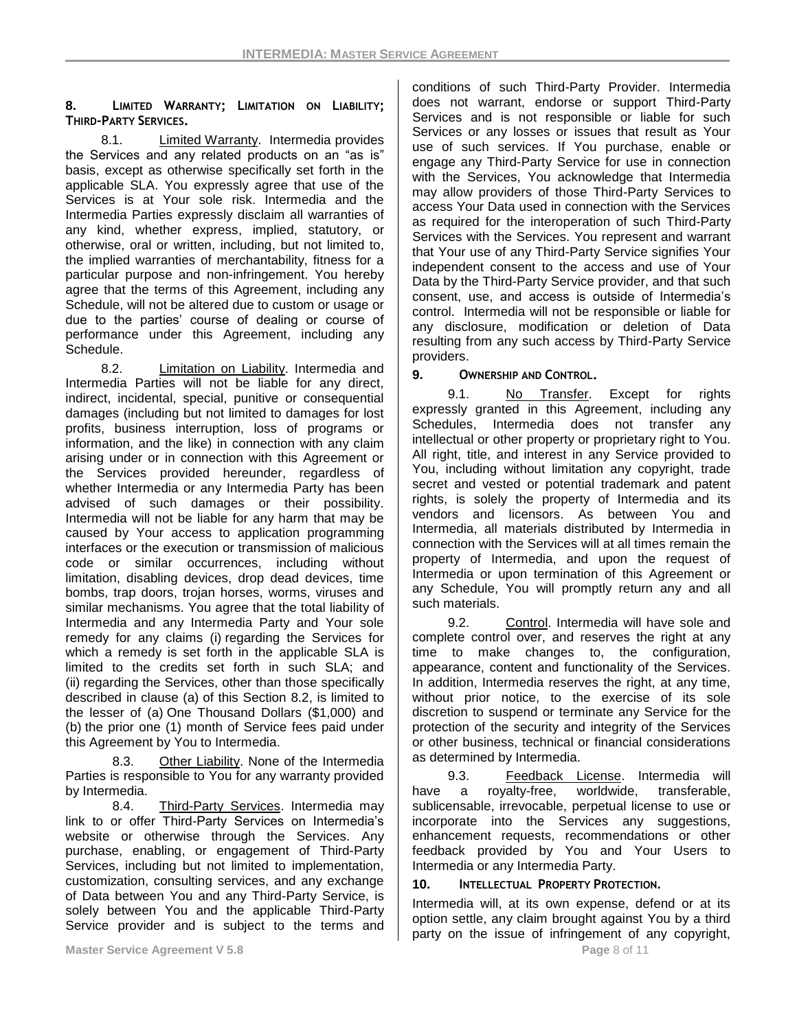## 8. LIMITED WARRANTY; LIMITATION ON LIABILITY; THIRD-PARTY SERVICES.

8.1. Limited Warranty. Intermedia provides the Services and any related products on an "as is" basis, except as otherwise specifically set forth in the applicable SLA. You expressly agree that use of the Services is at Your sole risk. Intermedia and the Intermedia Parties expressly disclaim all warranties of any kind, whether express, implied, statutory, or otherwise, oral or written, including, but not limited to, the implied warranties of merchantability, fitness for a particular purpose and non-infringement. You hereby agree that the terms of this Agreement, including any Schedule, will not be altered due to custom or usage or due to the parties' course of dealing or course of performance under this Agreement, including any Schedule.

8.2. Limitation on Liability. Intermedia and Intermedia Parties will not be liable for any direct, indirect, incidental, special, punitive or consequential damages (including but not limited to damages for lost profits, business interruption, loss of programs or information, and the like) in connection with any claim arising under or in connection with this Agreement or the Services provided hereunder, regardless of whether Intermedia or any Intermedia Party has been advised of such damages or their possibility. Intermedia will not be liable for any harm that may be caused by Your access to application programming interfaces or the execution or transmission of malicious code or similar occurrences, including without limitation, disabling devices, drop dead devices, time bombs, trap doors, trojan horses, worms, viruses and similar mechanisms. You agree that the total liability of Intermedia and any Intermedia Party and Your sole remedy for any claims (i) regarding the Services for which a remedy is set forth in the applicable SLA is limited to the credits set forth in such SLA; and (ii) regarding the Services, other than those specifically described in clause (a) of this Section 8.2, is limited to the lesser of (a) One Thousand Dollars ($1,000) and (b) the prior one (1) month of Service fees paid under this Agreement by You to Intermedia.

8.3. Other Liability. None of the Intermedia Parties is responsible to You for any warranty provided by Intermedia.

8.4. Third-Party Services. Intermedia may link to or offer Third-Party Services on Intermedia's website or otherwise through the Services. Any purchase, enabling, or engagement of Third-Party Services, including but not limited to implementation, customization, consulting services, and any exchange of Data between You and any Third-Party Service, is solely between You and the applicable Third-Party Service provider and is subject to the terms and conditions of such Third-Party Provider. Intermedia does not warrant, endorse or support Third-Party Services and is not responsible or liable for such Services or any losses or issues that result as Your use of such services. If You purchase, enable or engage any Third-Party Service for use in connection with the Services, You acknowledge that Intermedia may allow providers of those Third-Party Services to access Your Data used in connection with the Services as required for the interoperation of such Third-Party Services with the Services. You represent and warrant that Your use of any Third-Party Service signifies Your independent consent to the access and use of Your Data by the Third-Party Service provider, and that such consent, use, and access is outside of Intermedia's control. Intermedia will not be responsible or liable for any disclosure, modification or deletion of Data resulting from any such access by Third-Party Service providers.

## 9. OWNERSHIP AND CONTROL.

9.1. No Transfer. Except for rights expressly granted in this Agreement, including any Schedules, Intermedia does not transfer any intellectual or other property or proprietary right to You. All right, title, and interest in any Service provided to You, including without limitation any copyright, trade secret and vested or potential trademark and patent rights, is solely the property of Intermedia and its vendors and licensors. As between You and Intermedia, all materials distributed by Intermedia in connection with the Services will at all times remain the property of Intermedia, and upon the request of Intermedia or upon termination of this Agreement or any Schedule, You will promptly return any and all such materials.

9.2. Control. Intermedia will have sole and complete control over, and reserves the right at any time to make changes to, the configuration, appearance, content and functionality of the Services. In addition, Intermedia reserves the right, at any time, without prior notice, to the exercise of its sole discretion to suspend or terminate any Service for the protection of the security and integrity of the Services or other business, technical or financial considerations as determined by Intermedia.

9.3. Feedback License. Intermedia will have a royalty-free, worldwide, transferable, sublicensable, irrevocable, perpetual license to use or incorporate into the Services any suggestions, enhancement requests, recommendations or other feedback provided by You and Your Users to Intermedia or any Intermedia Party.

## 10. INTELLECTUAL PROPERTY PROTECTION.

Intermedia will, at its own expense, defend or at its option settle, any claim brought against You by a third party on the issue of infringement of any copyright,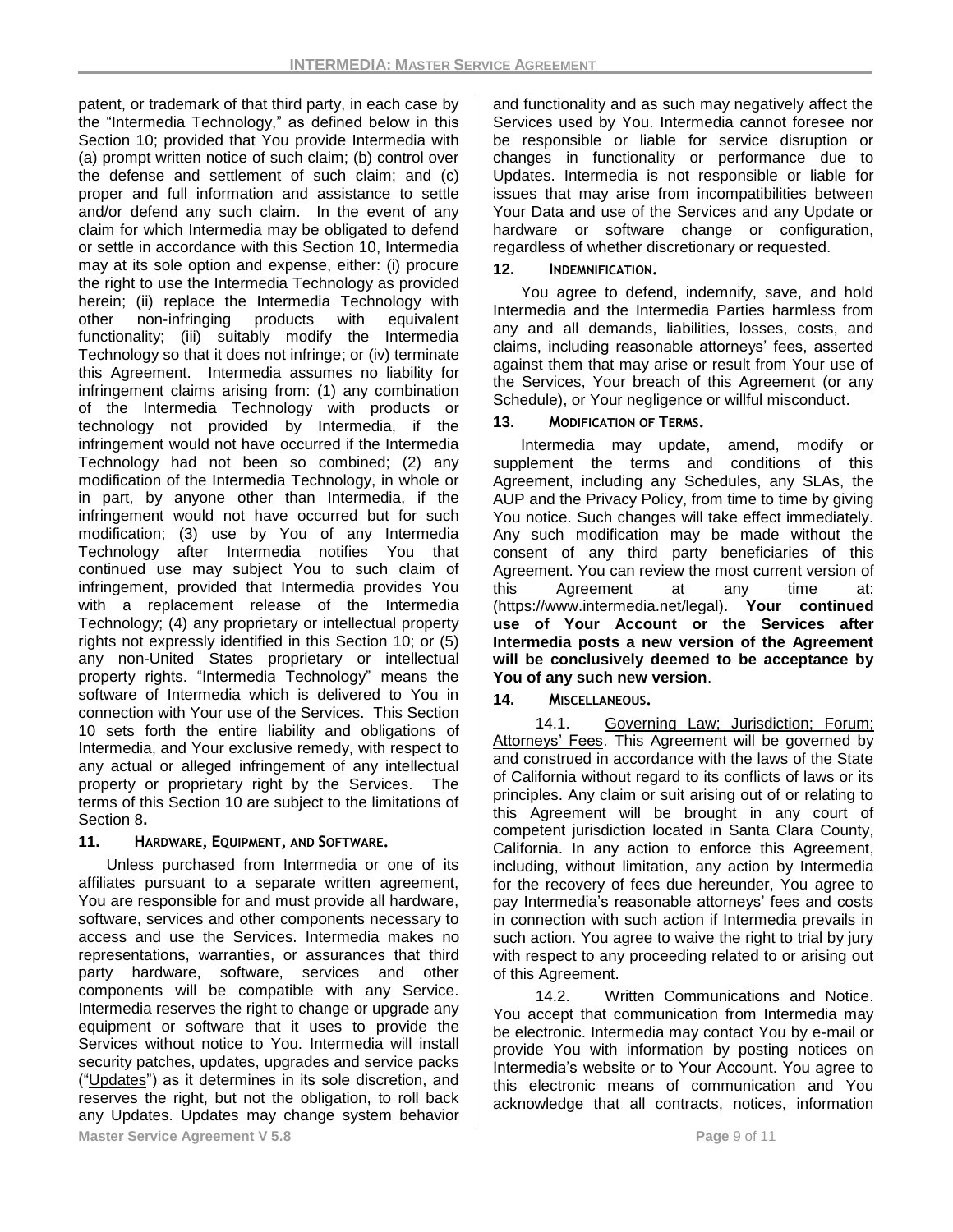patent, or trademark of that third party, in each case by the "Intermedia Technology," as defined below in this Section 10; provided that You provide Intermedia with (a) prompt written notice of such claim; (b) control over the defense and settlement of such claim; and (c) proper and full information and assistance to settle and/or defend any such claim. In the event of any claim for which Intermedia may be obligated to defend or settle in accordance with this Section 10, Intermedia may at its sole option and expense, either: (i) procure the right to use the Intermedia Technology as provided herein; (ii) replace the Intermedia Technology with other non-infringing products with equivalent functionality; (iii) suitably modify the Intermedia Technology so that it does not infringe; or (iv) terminate this Agreement. Intermedia assumes no liability for infringement claims arising from: (1) any combination of the Intermedia Technology with products or technology not provided by Intermedia, if the infringement would not have occurred if the Intermedia Technology had not been so combined; (2) any modification of the Intermedia Technology, in whole or in part, by anyone other than Intermedia, if the infringement would not have occurred but for such modification; (3) use by You of any Intermedia Technology after Intermedia notifies You that continued use may subject You to such claim of infringement, provided that Intermedia provides You with a replacement release of the Intermedia Technology; (4) any proprietary or intellectual property rights not expressly identified in this Section 10; or (5) any non-United States proprietary or intellectual property rights. "Intermedia Technology" means the software of Intermedia which is delivered to You in connection with Your use of the Services. This Section 10 sets forth the entire liability and obligations of Intermedia, and Your exclusive remedy, with respect to any actual or alleged infringement of any intellectual property or proprietary right by the Services. The terms of this Section 10 are subject to the limitations of Section 8.

## 11. Hardware, Equipment, and Software.

Unless purchased from Intermedia or one of its affiliates pursuant to a separate written agreement, You are responsible for and must provide all hardware, software, services and other components necessary to access and use the Services. Intermedia makes no representations, warranties, or assurances that third party hardware, software, services and other components will be compatible with any Service. Intermedia reserves the right to change or upgrade any equipment or software that it uses to provide the Services without notice to You. Intermedia will install security patches, updates, upgrades and service packs ("Updates") as it determines in its sole discretion, and reserves the right, but not the obligation, to roll back any Updates. Updates may change system behavior and functionality and as such may negatively affect the Services used by You. Intermedia cannot foresee nor be responsible or liable for service disruption or changes in functionality or performance due to Updates. Intermedia is not responsible or liable for issues that may arise from incompatibilities between Your Data and use of the Services and any Update or hardware or software change or configuration, regardless of whether discretionary or requested.

## 12. Indemnification.

You agree to defend, indemnify, save, and hold Intermedia and the Intermedia Parties harmless from any and all demands, liabilities, losses, costs, and claims, including reasonable attorneys' fees, asserted against them that may arise or result from Your use of the Services, Your breach of this Agreement (or any Schedule), or Your negligence or willful misconduct.

## 13. Modification of Terms.

Intermedia may update, amend, modify or supplement the terms and conditions of this Agreement, including any Schedules, any SLAs, the AUP and the Privacy Policy, from time to time by giving You notice. Such changes will take effect immediately. Any such modification may be made without the consent of any third party beneficiaries of this Agreement. You can review the most current version of this Agreement at any time at: (https://www.intermedia.net/legal). **Your continued use of Your Account or the Services after Intermedia posts a new version of the Agreement will be conclusively deemed to be acceptance by You of any such new version**.

## 14. Miscellaneous.

14.1. Governing Law; Jurisdiction; Forum; Attorneys' Fees. This Agreement will be governed by and construed in accordance with the laws of the State of California without regard to its conflicts of laws or its principles. Any claim or suit arising out of or relating to this Agreement will be brought in any court of competent jurisdiction located in Santa Clara County, California. In any action to enforce this Agreement, including, without limitation, any action by Intermedia for the recovery of fees due hereunder, You agree to pay Intermedia's reasonable attorneys' fees and costs in connection with such action if Intermedia prevails in such action. You agree to waive the right to trial by jury with respect to any proceeding related to or arising out of this Agreement.

14.2. Written Communications and Notice. You accept that communication from Intermedia may be electronic. Intermedia may contact You by e-mail or provide You with information by posting notices on Intermedia's website or to Your Account. You agree to this electronic means of communication and You acknowledge that all contracts, notices, information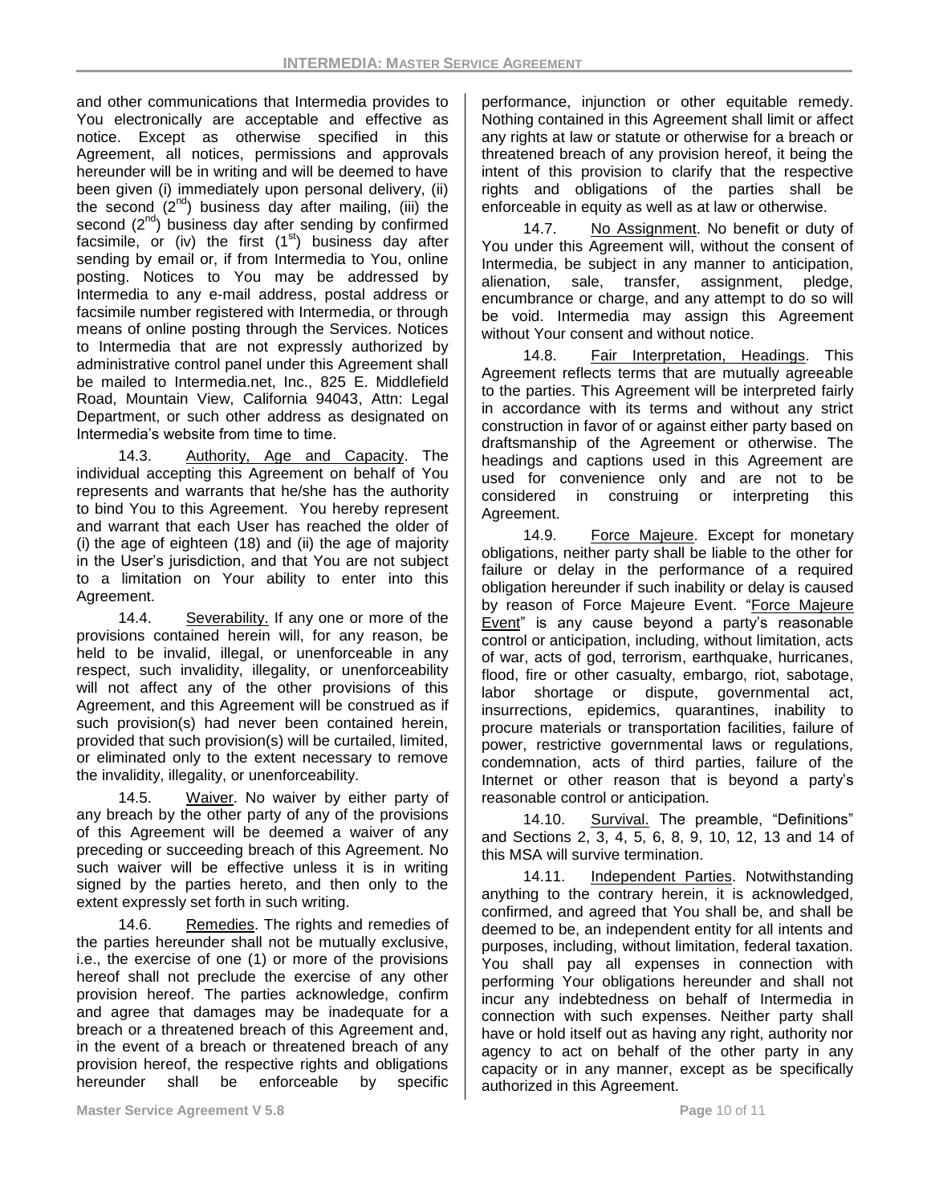and other communications that Intermedia provides to You electronically are acceptable and effective as notice. Except as otherwise specified in this Agreement, all notices, permissions and approvals hereunder will be in writing and will be deemed to have been given (i) immediately upon personal delivery, (ii) the second (2nd) business day after mailing, (iii) the second (2nd) business day after sending by confirmed facsimile, or (iv) the first (1st) business day after sending by email or, if from Intermedia to You, online posting. Notices to You may be addressed by Intermedia to any e-mail address, postal address or facsimile number registered with Intermedia, or through means of online posting through the Services. Notices to Intermedia that are not expressly authorized by administrative control panel under this Agreement shall be mailed to Intermedia.net, Inc., 825 E. Middlefield Road, Mountain View, California 94043, Attn: Legal Department, or such other address as designated on Intermedia's website from time to time.

14.3. Authority, Age and Capacity. The individual accepting this Agreement on behalf of You represents and warrants that he/she has the authority to bind You to this Agreement. You hereby represent and warrant that each User has reached the older of (i) the age of eighteen (18) and (ii) the age of majority in the User's jurisdiction, and that You are not subject to a limitation on Your ability to enter into this Agreement.

14.4. Severability. If any one or more of the provisions contained herein will, for any reason, be held to be invalid, illegal, or unenforceable in any respect, such invalidity, illegality, or unenforceability will not affect any of the other provisions of this Agreement, and this Agreement will be construed as if such provision(s) had never been contained herein, provided that such provision(s) will be curtailed, limited, or eliminated only to the extent necessary to remove the invalidity, illegality, or unenforceability.

14.5. Waiver. No waiver by either party of any breach by the other party of any of the provisions of this Agreement will be deemed a waiver of any preceding or succeeding breach of this Agreement. No such waiver will be effective unless it is in writing signed by the parties hereto, and then only to the extent expressly set forth in such writing.

14.6. Remedies. The rights and remedies of the parties hereunder shall not be mutually exclusive, i.e., the exercise of one (1) or more of the provisions hereof shall not preclude the exercise of any other provision hereof. The parties acknowledge, confirm and agree that damages may be inadequate for a breach or a threatened breach of this Agreement and, in the event of a breach or threatened breach of any provision hereof, the respective rights and obligations hereunder shall be enforceable by specific performance, injunction or other equitable remedy. Nothing contained in this Agreement shall limit or affect any rights at law or statute or otherwise for a breach or threatened breach of any provision hereof, it being the intent of this provision to clarify that the respective rights and obligations of the parties shall be enforceable in equity as well as at law or otherwise.

14.7. No Assignment. No benefit or duty of You under this Agreement will, without the consent of Intermedia, be subject in any manner to anticipation, alienation, sale, transfer, assignment, pledge, encumbrance or charge, and any attempt to do so will be void. Intermedia may assign this Agreement without Your consent and without notice.

14.8. Fair Interpretation, Headings. This Agreement reflects terms that are mutually agreeable to the parties. This Agreement will be interpreted fairly in accordance with its terms and without any strict construction in favor of or against either party based on draftsmanship of the Agreement or otherwise. The headings and captions used in this Agreement are used for convenience only and are not to be considered in construing or interpreting this Agreement.

14.9. Force Majeure. Except for monetary obligations, neither party shall be liable to the other for failure or delay in the performance of a required obligation hereunder if such inability or delay is caused by reason of Force Majeure Event. "Force Majeure Event" is any cause beyond a party's reasonable control or anticipation, including, without limitation, acts of war, acts of god, terrorism, earthquake, hurricanes, flood, fire or other casualty, embargo, riot, sabotage, labor shortage or dispute, governmental act, insurrections, epidemics, quarantines, inability to procure materials or transportation facilities, failure of power, restrictive governmental laws or regulations, condemnation, acts of third parties, failure of the Internet or other reason that is beyond a party's reasonable control or anticipation.

14.10. Survival. The preamble, "Definitions" and Sections 2, 3, 4, 5, 6, 8, 9, 10, 12, 13 and 14 of this MSA will survive termination.

14.11. Independent Parties. Notwithstanding anything to the contrary herein, it is acknowledged, confirmed, and agreed that You shall be, and shall be deemed to be, an independent entity for all intents and purposes, including, without limitation, federal taxation. You shall pay all expenses in connection with performing Your obligations hereunder and shall not incur any indebtedness on behalf of Intermedia in connection with such expenses. Neither party shall have or hold itself out as having any right, authority nor agency to act on behalf of the other party in any capacity or in any manner, except as be specifically authorized in this Agreement.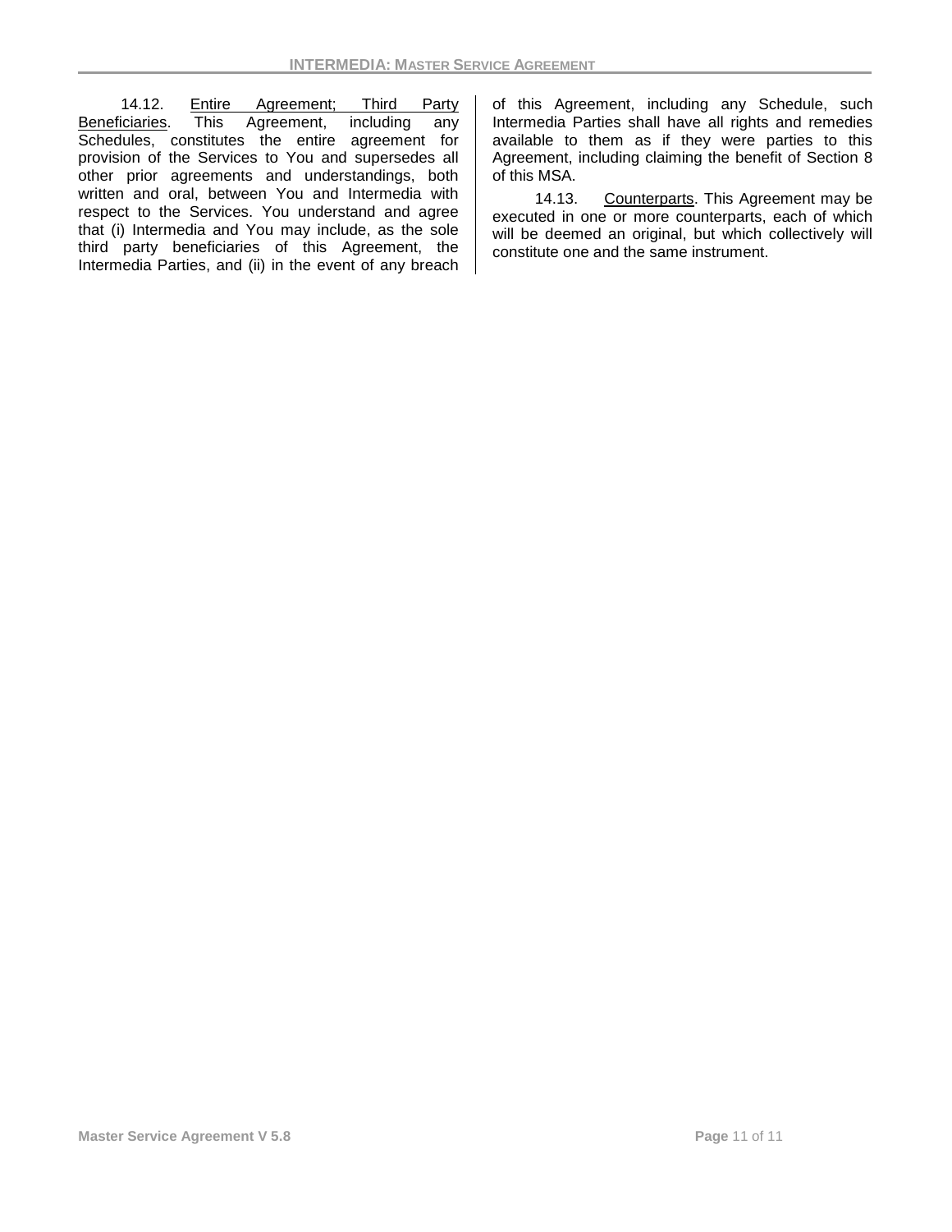14.12. <u>Entire Agreement; Third Party Beneficiaries</u>. This Agreement, including any Schedules, constitutes the entire agreement for provision of the Services to You and supersedes all other prior agreements and understandings, both written and oral, between You and Intermedia with respect to the Services. You understand and agree that (i) Intermedia and You may include, as the sole third party beneficiaries of this Agreement, the Intermedia Parties, and (ii) in the event of any breach of this Agreement, including any Schedule, such Intermedia Parties shall have all rights and remedies available to them as if they were parties to this Agreement, including claiming the benefit of Section 8 of this MSA.

14.13. <u>Counterparts</u>. This Agreement may be executed in one or more counterparts, each of which will be deemed an original, but which collectively will constitute one and the same instrument.